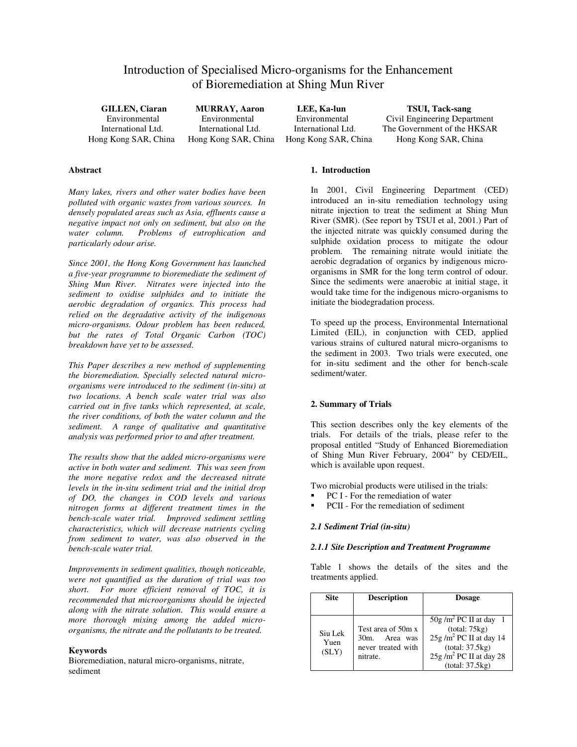# Introduction of Specialised Micro-organisms for the Enhancement of Bioremediation at Shing Mun River

**GILLEN, Ciaran**
Environmental International Ltd.
Hong Kong SAR, China

**MURRAY, Aaron**
Environmental International Ltd.
Hong Kong SAR, China

**LEE, Ka-lun**
Environmental International Ltd.
Hong Kong SAR, China

**TSUI, Tack-sang**
Civil Engineering Department
The Government of the HKSAR
Hong Kong SAR, China

### Abstract

*Many lakes, rivers and other water bodies have been polluted with organic wastes from various sources. In densely populated areas such as Asia, effluents cause a negative impact not only on sediment, but also on the water column. Problems of eutrophication and particularly odour arise.*

*Since 2001, the Hong Kong Government has launched a five-year programme to bioremediate the sediment of Shing Mun River. Nitrates were injected into the sediment to oxidise sulphides and to initiate the aerobic degradation of organics. This process had relied on the degradative activity of the indigenous micro-organisms. Odour problem has been reduced, but the rates of Total Organic Carbon (TOC) breakdown have yet to be assessed.*

*This Paper describes a new method of supplementing the bioremediation. Specially selected natural micro-organisms were introduced to the sediment (in-situ) at two locations. A bench scale water trial was also carried out in five tanks which represented, at scale, the river conditions, of both the water column and the sediment. A range of qualitative and quantitative analysis was performed prior to and after treatment.*

*The results show that the added micro-organisms were active in both water and sediment. This was seen from the more negative redox and the decreased nitrate levels in the in-situ sediment trial and the initial drop of DO, the changes in COD levels and various nitrogen forms at different treatment times in the bench-scale water trial. Improved sediment settling characteristics, which will decrease nutrients cycling from sediment to water, was also observed in the bench-scale water trial.*

*Improvements in sediment qualities, though noticeable, were not quantified as the duration of trial was too short. For more efficient removal of TOC, it is recommended that microorganisms should be injected along with the nitrate solution. This would ensure a more thorough mixing among the added micro-organisms, the nitrate and the pollutants to be treated.*

### Keywords

Bioremediation, natural micro-organisms, nitrate, sediment

## 1. Introduction

In 2001, Civil Engineering Department (CED) introduced an in-situ remediation technology using nitrate injection to treat the sediment at Shing Mun River (SMR). (See report by TSUI et al, 2001.) Part of the injected nitrate was quickly consumed during the sulphide oxidation process to mitigate the odour problem. The remaining nitrate would initiate the aerobic degradation of organics by indigenous micro-organisms in SMR for the long term control of odour. Since the sediments were anaerobic at initial stage, it would take time for the indigenous micro-organisms to initiate the biodegradation process.

To speed up the process, Environmental International Limited (EIL), in conjunction with CED, applied various strains of cultured natural micro-organisms to the sediment in 2003. Two trials were executed, one for in-situ sediment and the other for bench-scale sediment/water.

## 2. Summary of Trials

This section describes only the key elements of the trials. For details of the trials, please refer to the proposal entitled "Study of Enhanced Bioremediation of Shing Mun River February, 2004" by CED/EIL, which is available upon request.

Two microbial products were utilised in the trials:

- PC I - For the remediation of water
- PCII - For the remediation of sediment

### *2.1 Sediment Trial (in-situ)*

#### *2.1.1 Site Description and Treatment Programme*

Table 1 shows the details of the sites and the treatments applied.

| Site | Description | Dosage |
|---|---|---|
| Siu Lek Yuen (SLY) | Test area of 50m x 30m. Area was never treated with nitrate. | 50g /$m^2$ PC II at day 1 (total: 75kg)<br>25g /$m^2$ PC II at day 14 (total: 37.5kg)<br>25g /$m^2$ PC II at day 28 (total: 37.5kg) |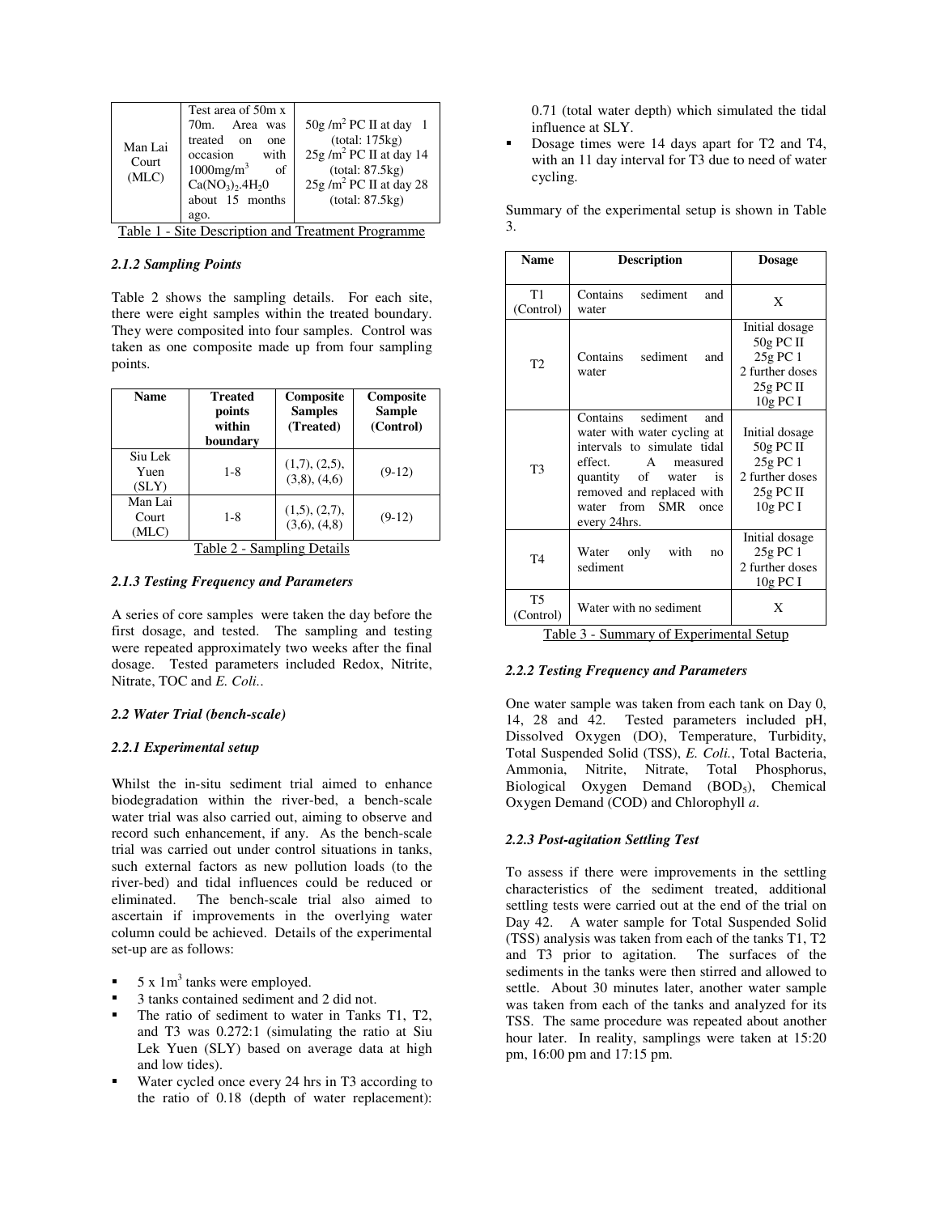| Man Lai Court (MLC) | Test area of 50m x 70m. Area was treated on one occasion with 1000mg/m$^3$ of $Ca(NO_3)_2.4H_2O$ about 15 months ago. | 50g /m$^2$ PC II at day 1 (total: 175kg)<br>25g /m$^2$ PC II at day 14 (total: 87.5kg)<br>25g /m$^2$ PC II at day 28 (total: 87.5kg) |
|---|---|---|

Table 1 - Site Description and Treatment Programme

#### 2.1.2 Sampling Points

Table 2 shows the sampling details. For each site, there were eight samples within the treated boundary. They were composited into four samples. Control was taken as one composite made up from four sampling points.

| Name | Treated points within boundary | Composite Samples (Treated) | Composite Sample (Control) |
|---|---|---|---|
| Siu Lek Yuen (SLY) | 1-8 | (1,7), (2,5), (3,8), (4,6) | (9-12) |
| Man Lai Court (MLC) | 1-8 | (1,5), (2,7), (3,6), (4,8) | (9-12) |

Table 2 - Sampling Details

#### 2.1.3 Testing Frequency and Parameters

A series of core samples were taken the day before the first dosage, and tested. The sampling and testing were repeated approximately two weeks after the final dosage. Tested parameters included Redox, Nitrite, Nitrate, TOC and *E. Coli.*.

### 2.2 Water Trial (bench-scale)

#### 2.2.1 Experimental setup

Whilst the in-situ sediment trial aimed to enhance biodegradation within the river-bed, a bench-scale water trial was also carried out, aiming to observe and record such enhancement, if any. As the bench-scale trial was carried out under control situations in tanks, such external factors as new pollution loads (to the river-bed) and tidal influences could be reduced or eliminated. The bench-scale trial also aimed to ascertain if improvements in the overlying water column could be achieved. Details of the experimental set-up are as follows:

- 5 x 1m$^3$ tanks were employed.
- 3 tanks contained sediment and 2 did not.
- The ratio of sediment to water in Tanks T1, T2, and T3 was 0.272:1 (simulating the ratio at Siu Lek Yuen (SLY) based on average data at high and low tides).
- Water cycled once every 24 hrs in T3 according to the ratio of 0.18 (depth of water replacement): 0.71 (total water depth) which simulated the tidal influence at SLY.
- Dosage times were 14 days apart for T2 and T4, with an 11 day interval for T3 due to need of water cycling.

Summary of the experimental setup is shown in Table 3.

| Name | Description | Dosage |
|---|---|---|
| T1 (Control) | Contains sediment and water | X |
| T2 | Contains sediment and water | Initial dosage 50g PC II 25g PC 1<br>2 further doses 25g PC II 10g PC I |
| T3 | Contains sediment and water with water cycling at intervals to simulate tidal effect. A measured quantity of water is removed and replaced with water from SMR once every 24hrs. | Initial dosage 50g PC II 25g PC 1<br>2 further doses 25g PC II 10g PC I |
| T4 | Water only with no sediment | Initial dosage 25g PC 1<br>2 further doses 10g PC I |
| T5 (Control) | Water with no sediment | X |

Table 3 - Summary of Experimental Setup

#### 2.2.2 Testing Frequency and Parameters

One water sample was taken from each tank on Day 0, 14, 28 and 42. Tested parameters included pH, Dissolved Oxygen (DO), Temperature, Turbidity, Total Suspended Solid (TSS), *E. Coli.*, Total Bacteria, Ammonia, Nitrite, Nitrate, Total Phosphorus, Biological Oxygen Demand ($BOD_5$), Chemical Oxygen Demand (COD) and Chlorophyll *a*.

#### 2.2.3 Post-agitation Settling Test

To assess if there were improvements in the settling characteristics of the sediment treated, additional settling tests were carried out at the end of the trial on Day 42. A water sample for Total Suspended Solid (TSS) analysis was taken from each of the tanks T1, T2 and T3 prior to agitation. The surfaces of the sediments in the tanks were then stirred and allowed to settle. About 30 minutes later, another water sample was taken from each of the tanks and analyzed for its TSS. The same procedure was repeated about another hour later. In reality, samplings were taken at 15:20 pm, 16:00 pm and 17:15 pm.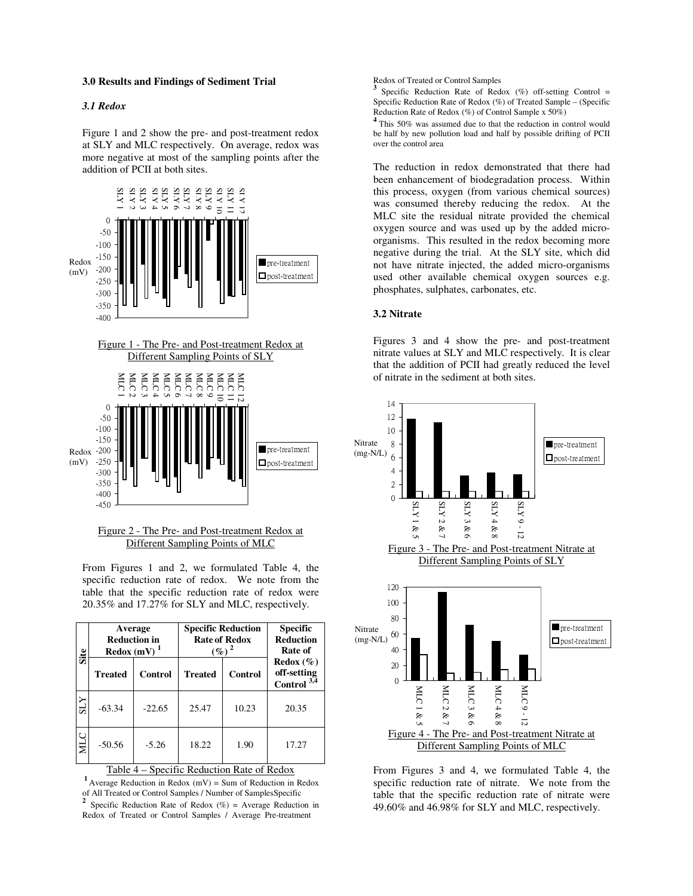### 3.0 Results and Findings of Sediment Trial

#### *3.1 Redox*

Figure 1 and 2 show the pre- and post-treatment redox at SLY and MLC respectively. On average, redox was more negative at most of the sampling points after the addition of PCII at both sites.

Figure 1 - The Pre- and Post-treatment Redox at Different Sampling Points of SLY

Figure 2 - The Pre- and Post-treatment Redox at Different Sampling Points of MLC

From Figures 1 and 2, we formulated Table 4, the specific reduction rate of redox. We note from the table that the specific reduction rate of redox were 20.35% and 17.27% for SLY and MLC, respectively.

| Site | Average Reduction in Redox (mV) [1] | | Specific Reduction Rate of Redox (%) [2] | | Specific Reduction Rate of Redox (%) off-setting Control [3,4] |
|---|---|---|---|---|---|
| | Treated | Control | Treated | Control | |
| SLY | -63.34 | -22.65 | 25.47 | 10.23 | 20.35 |
| MLC | -50.56 | -5.26 | 18.22 | 1.90 | 17.27 |

Table 4 – Specific Reduction Rate of Redox

[1] Average Reduction in Redox (mV) = Sum of Reduction in Redox of All Treated or Control Samples / Number of SamplesSpecific

[2] Specific Reduction Rate of Redox (%) = Average Reduction in Redox of Treated or Control Samples / Average Pre-treatment Redox of Treated or Control Samples

[3] Specific Reduction Rate of Redox (%) off-setting Control = Specific Reduction Rate of Redox (%) of Treated Sample – (Specific Reduction Rate of Redox (%) of Control Sample x 50%)

[4] This 50% was assumed due to that the reduction in control would be half by new pollution load and half by possible drifting of PCII over the control area

The reduction in redox demonstrated that there had been enhancement of biodegradation process. Within this process, oxygen (from various chemical sources) was consumed thereby reducing the redox. At the MLC site the residual nitrate provided the chemical oxygen source and was used up by the added micro-organisms. This resulted in the redox becoming more negative during the trial. At the SLY site, which did not have nitrate injected, the added micro-organisms used other available chemical oxygen sources e.g. phosphates, sulphates, carbonates, etc.

#### 3.2 Nitrate

Figures 3 and 4 show the pre- and post-treatment nitrate values at SLY and MLC respectively. It is clear that the addition of PCII had greatly reduced the level of nitrate in the sediment at both sites.

Figure 3 - The Pre- and Post-treatment Nitrate at Different Sampling Points of SLY

Figure 4 - The Pre- and Post-treatment Nitrate at Different Sampling Points of MLC

From Figures 3 and 4, we formulated Table 4, the specific reduction rate of nitrate. We note from the table that the specific reduction rate of nitrate were 49.60% and 46.98% for SLY and MLC, respectively.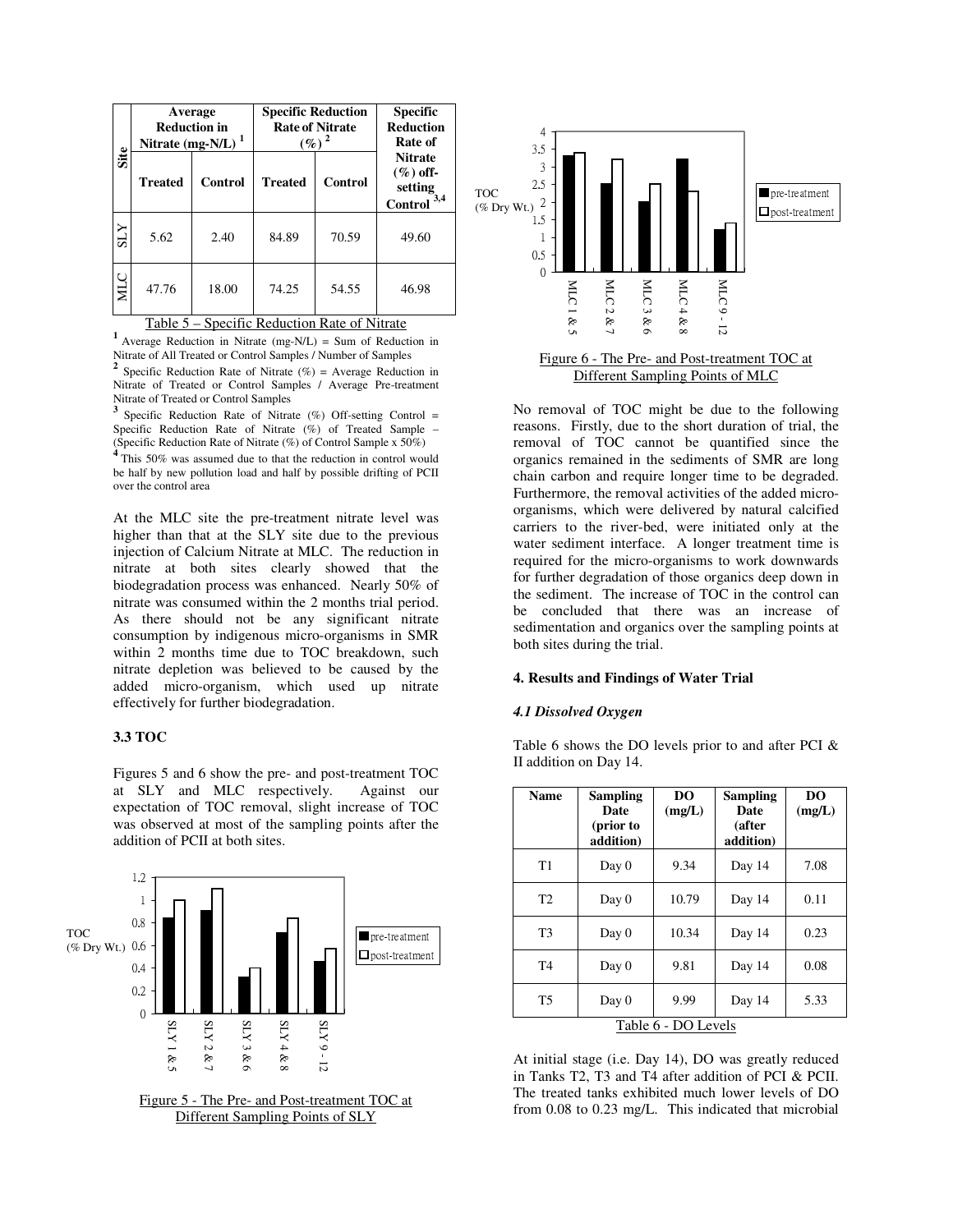| Site | Average Reduction in Nitrate (mg-N/L) [1] | | Specific Reduction Rate of Nitrate (%) [2] | | Specific Reduction Rate of Nitrate (%) off-setting Control [3,4] |
|---|---|---|---|---|---|
| | Treated | Control | Treated | Control | |
| SLY | 5.62 | 2.40 | 84.89 | 70.59 | 49.60 |
| MLC | 47.76 | 18.00 | 74.25 | 54.55 | 46.98 |

Table 5 – Specific Reduction Rate of Nitrate

[1] Average Reduction in Nitrate (mg-N/L) = Sum of Reduction in Nitrate of All Treated or Control Samples / Number of Samples

[2] Specific Reduction Rate of Nitrate (%) = Average Reduction in Nitrate of Treated or Control Samples / Average Pre-treatment Nitrate of Treated or Control Samples

[3] Specific Reduction Rate of Nitrate (%) Off-setting Control = Specific Reduction Rate of Nitrate (%) of Treated Sample – (Specific Reduction Rate of Nitrate (%) of Control Sample x 50%)

[4] This 50% was assumed due to that the reduction in control would be half by new pollution load and half by possible drifting of PCII over the control area

At the MLC site the pre-treatment nitrate level was higher than that at the SLY site due to the previous injection of Calcium Nitrate at MLC. The reduction in nitrate at both sites clearly showed that the biodegradation process was enhanced. Nearly 50% of nitrate was consumed within the 2 months trial period. As there should not be any significant nitrate consumption by indigenous micro-organisms in SMR within 2 months time due to TOC breakdown, such nitrate depletion was believed to be caused by the added micro-organism, which used up nitrate effectively for further biodegradation.

### 3.3 TOC

Figures 5 and 6 show the pre- and post-treatment TOC at SLY and MLC respectively. Against our expectation of TOC removal, slight increase of TOC was observed at most of the sampling points after the addition of PCII at both sites.

Figure 5 - The Pre- and Post-treatment TOC at Different Sampling Points of SLY

Figure 6 - The Pre- and Post-treatment TOC at Different Sampling Points of MLC

No removal of TOC might be due to the following reasons. Firstly, due to the short duration of trial, the removal of TOC cannot be quantified since the organics remained in the sediments of SMR are long chain carbon and require longer time to be degraded. Furthermore, the removal activities of the added micro-organisms, which were delivered by natural calcified carriers to the river-bed, were initiated only at the water sediment interface. A longer treatment time is required for the micro-organisms to work downwards for further degradation of those organics deep down in the sediment. The increase of TOC in the control can be concluded that there was an increase of sedimentation and organics over the sampling points at both sites during the trial.

### 4. Results and Findings of Water Trial

#### *4.1 Dissolved Oxygen*

Table 6 shows the DO levels prior to and after PCI & II addition on Day 14.

| Name | Sampling Date (prior to addition) | DO (mg/L) | Sampling Date (after addition) | DO (mg/L) |
|---|---|---|---|---|
| T1 | Day 0 | 9.34 | Day 14 | 7.08 |
| T2 | Day 0 | 10.79 | Day 14 | 0.11 |
| T3 | Day 0 | 10.34 | Day 14 | 0.23 |
| T4 | Day 0 | 9.81 | Day 14 | 0.08 |
| T5 | Day 0 | 9.99 | Day 14 | 5.33 |

Table 6 - DO Levels

At initial stage (i.e. Day 14), DO was greatly reduced in Tanks T2, T3 and T4 after addition of PCI & PCII. The treated tanks exhibited much lower levels of DO from 0.08 to 0.23 mg/L. This indicated that microbial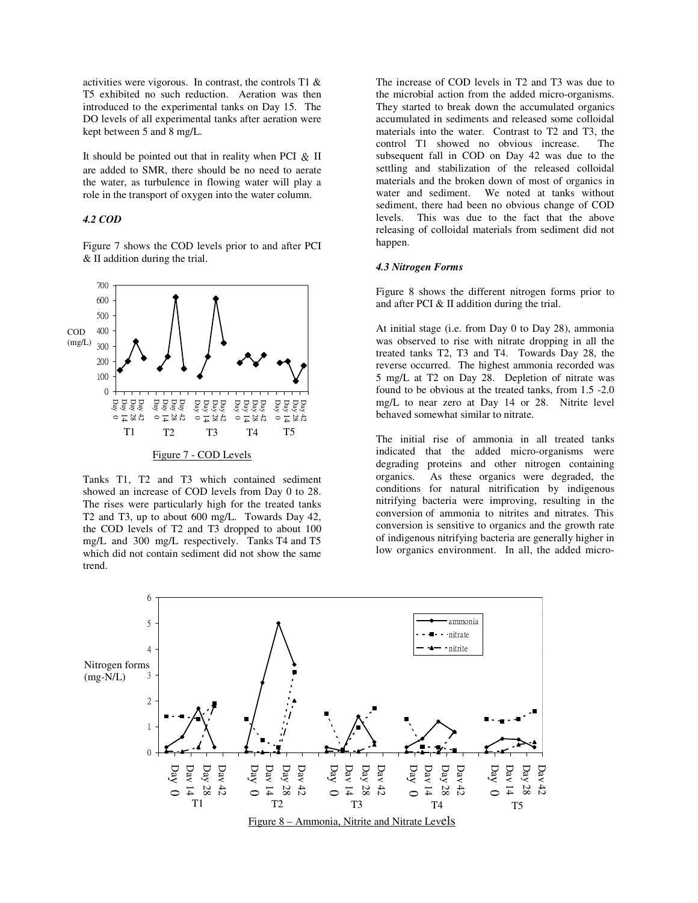activities were vigorous. In contrast, the controls T1 & T5 exhibited no such reduction. Aeration was then introduced to the experimental tanks on Day 15. The DO levels of all experimental tanks after aeration were kept between 5 and 8 mg/L.

It should be pointed out that in reality when PCI & II are added to SMR, there should be no need to aerate the water, as turbulence in flowing water will play a role in the transport of oxygen into the water column.

### *4.2 COD*

Figure 7 shows the COD levels prior to and after PCI & II addition during the trial.

Figure 7 - COD Levels

Tanks T1, T2 and T3 which contained sediment showed an increase of COD levels from Day 0 to 28. The rises were particularly high for the treated tanks T2 and T3, up to about 600 mg/L. Towards Day 42, the COD levels of T2 and T3 dropped to about 100 mg/L and 300 mg/L respectively. Tanks T4 and T5 which did not contain sediment did not show the same trend.

The increase of COD levels in T2 and T3 was due to the microbial action from the added micro-organisms. They started to break down the accumulated organics accumulated in sediments and released some colloidal materials into the water. Contrast to T2 and T3, the control T1 showed no obvious increase. The subsequent fall in COD on Day 42 was due to the settling and stabilization of the released colloidal materials and the broken down of most of organics in water and sediment. We noted at tanks without sediment, there had been no obvious change of COD levels. This was due to the fact that the above releasing of colloidal materials from sediment did not happen.

### *4.3 Nitrogen Forms*

Figure 8 shows the different nitrogen forms prior to and after PCI & II addition during the trial.

At initial stage (i.e. from Day 0 to Day 28), ammonia was observed to rise with nitrate dropping in all the treated tanks T2, T3 and T4. Towards Day 28, the reverse occurred. The highest ammonia recorded was 5 mg/L at T2 on Day 28. Depletion of nitrate was found to be obvious at the treated tanks, from 1.5 -2.0 mg/L to near zero at Day 14 or 28. Nitrite level behaved somewhat similar to nitrate.

The initial rise of ammonia in all treated tanks indicated that the added micro-organisms were degrading proteins and other nitrogen containing organics. As these organics were degraded, the conditions for natural nitrification by indigenous nitrifying bacteria were improving, resulting in the conversion of ammonia to nitrites and nitrates. This conversion is sensitive to organics and the growth rate of indigenous nitrifying bacteria are generally higher in low organics environment. In all, the added micro-

Figure 8 – Ammonia, Nitrite and Nitrate Levels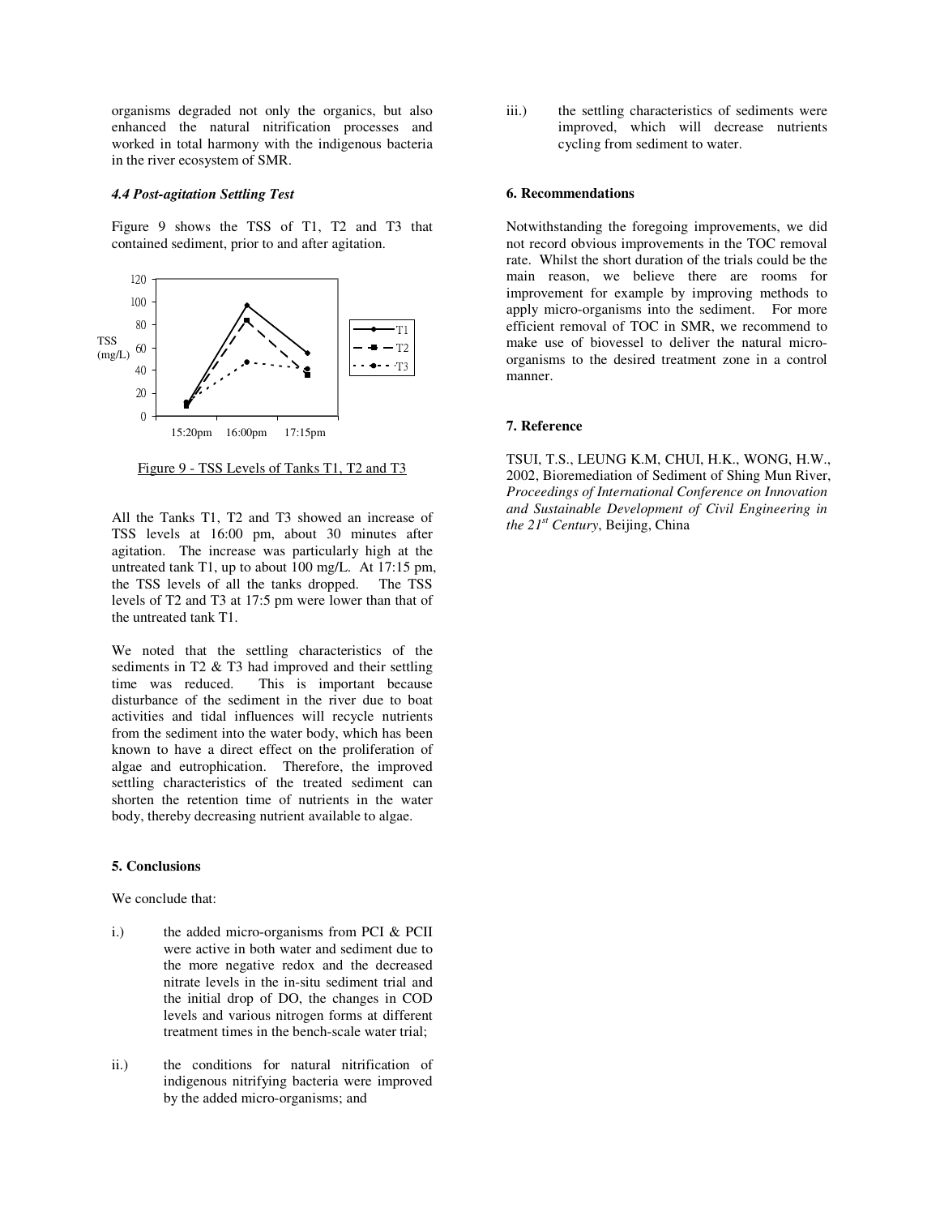organisms degraded not only the organics, but also enhanced the natural nitrification processes and worked in total harmony with the indigenous bacteria in the river ecosystem of SMR.

#### *4.4 Post-agitation Settling Test*

Figure 9 shows the TSS of T1, T2 and T3 that contained sediment, prior to and after agitation.

120
100
80
TSS (mg/L) 60
40
20
0
15:20pm 16:00pm 17:15pm
T1
T2
T3

Figure 9 - TSS Levels of Tanks T1, T2 and T3

All the Tanks T1, T2 and T3 showed an increase of TSS levels at 16:00 pm, about 30 minutes after agitation. The increase was particularly high at the untreated tank T1, up to about 100 mg/L. At 17:15 pm, the TSS levels of all the tanks dropped. The TSS levels of T2 and T3 at 17:5 pm were lower than that of the untreated tank T1.

We noted that the settling characteristics of the sediments in T2 & T3 had improved and their settling time was reduced. This is important because disturbance of the sediment in the river due to boat activities and tidal influences will recycle nutrients from the sediment into the water body, which has been known to have a direct effect on the proliferation of algae and eutrophication. Therefore, the improved settling characteristics of the treated sediment can shorten the retention time of nutrients in the water body, thereby decreasing nutrient available to algae.

## 5. Conclusions

We conclude that:

i.) the added micro-organisms from PCI & PCII were active in both water and sediment due to the more negative redox and the decreased nitrate levels in the in-situ sediment trial and the initial drop of DO, the changes in COD levels and various nitrogen forms at different treatment times in the bench-scale water trial;

ii.) the conditions for natural nitrification of indigenous nitrifying bacteria were improved by the added micro-organisms; and

iii.) the settling characteristics of sediments were improved, which will decrease nutrients cycling from sediment to water.

## 6. Recommendations

Notwithstanding the foregoing improvements, we did not record obvious improvements in the TOC removal rate. Whilst the short duration of the trials could be the main reason, we believe there are rooms for improvement for example by improving methods to apply micro-organisms into the sediment. For more efficient removal of TOC in SMR, we recommend to make use of biovessel to deliver the natural micro-organisms to the desired treatment zone in a control manner.

## 7. Reference

TSUI, T.S., LEUNG K.M, CHUI, H.K., WONG, H.W., 2002, Bioremediation of Sediment of Shing Mun River, *Proceedings of International Conference on Innovation and Sustainable Development of Civil Engineering in the 21st Century*, Beijing, China